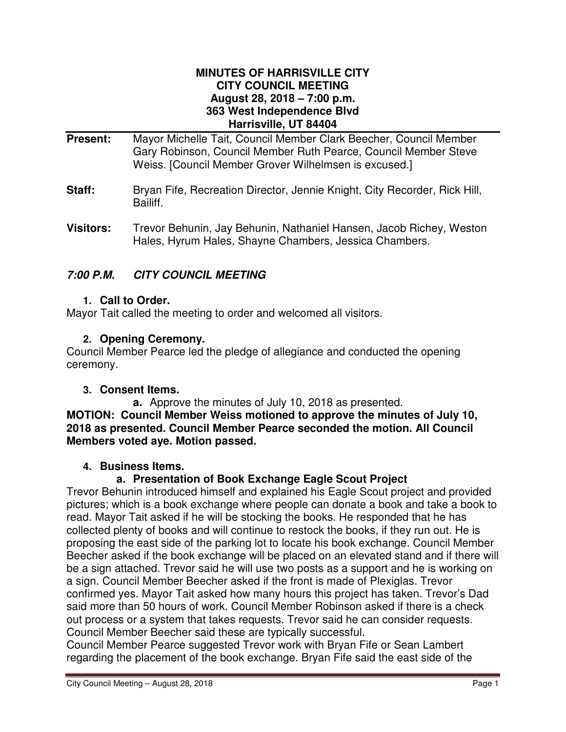**MINUTES OF HARRISVILLE CITY**
**CITY COUNCIL MEETING**
**August 28, 2018 – 7:00 p.m.**
**363 West Independence Blvd**
**Harrisville, UT 84404**

**Present:** Mayor Michelle Tait, Council Member Clark Beecher, Council Member Gary Robinson, Council Member Ruth Pearce, Council Member Steve Weiss. [Council Member Grover Wilhelmsen is excused.]

**Staff:** Bryan Fife, Recreation Director, Jennie Knight, City Recorder, Rick Hill, Bailiff.

**Visitors:** Trevor Behunin, Jay Behunin, Nathaniel Hansen, Jacob Richey, Weston Hales, Hyrum Hales, Shayne Chambers, Jessica Chambers.

## *7:00 P.M. CITY COUNCIL MEETING*

### 1. Call to Order.

Mayor Tait called the meeting to order and welcomed all visitors.

### 2. Opening Ceremony.

Council Member Pearce led the pledge of allegiance and conducted the opening ceremony.

### 3. Consent Items.

**a.** Approve the minutes of July 10, 2018 as presented.

**MOTION: Council Member Weiss motioned to approve the minutes of July 10, 2018 as presented. Council Member Pearce seconded the motion. All Council Members voted aye. Motion passed.**

### 4. Business Items.

#### a. Presentation of Book Exchange Eagle Scout Project

Trevor Behunin introduced himself and explained his Eagle Scout project and provided pictures; which is a book exchange where people can donate a book and take a book to read. Mayor Tait asked if he will be stocking the books. He responded that he has collected plenty of books and will continue to restock the books, if they run out. He is proposing the east side of the parking lot to locate his book exchange. Council Member Beecher asked if the book exchange will be placed on an elevated stand and if there will be a sign attached. Trevor said he will use two posts as a support and he is working on a sign. Council Member Beecher asked if the front is made of Plexiglas. Trevor confirmed yes. Mayor Tait asked how many hours this project has taken. Trevor's Dad said more than 50 hours of work. Council Member Robinson asked if there is a check out process or a system that takes requests. Trevor said he can consider requests. Council Member Beecher said these are typically successful.

Council Member Pearce suggested Trevor work with Bryan Fife or Sean Lambert regarding the placement of the book exchange. Bryan Fife said the east side of the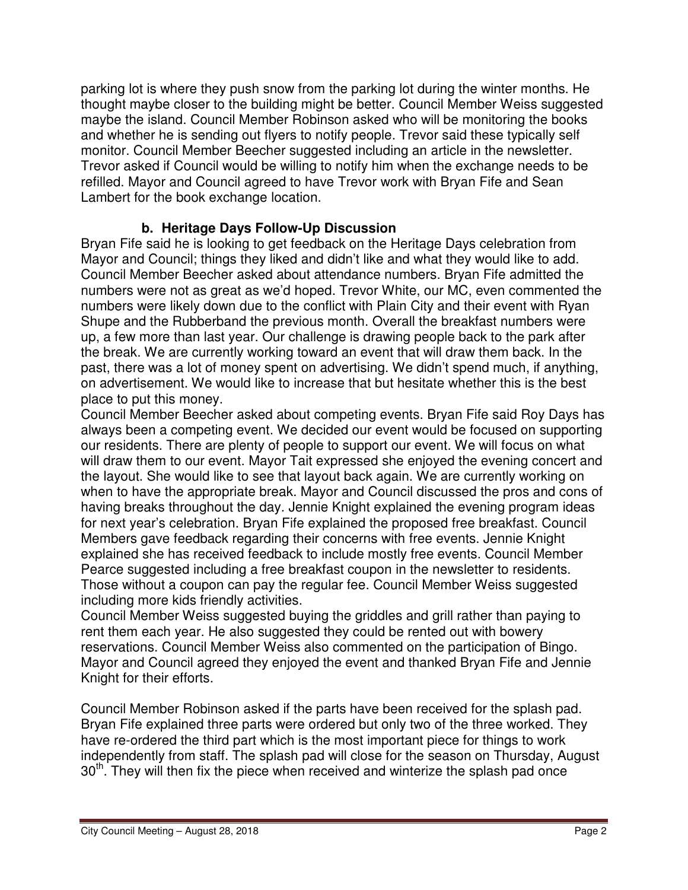parking lot is where they push snow from the parking lot during the winter months. He thought maybe closer to the building might be better. Council Member Weiss suggested maybe the island. Council Member Robinson asked who will be monitoring the books and whether he is sending out flyers to notify people. Trevor said these typically self monitor. Council Member Beecher suggested including an article in the newsletter. Trevor asked if Council would be willing to notify him when the exchange needs to be refilled. Mayor and Council agreed to have Trevor work with Bryan Fife and Sean Lambert for the book exchange location.

**b. Heritage Days Follow-Up Discussion**

Bryan Fife said he is looking to get feedback on the Heritage Days celebration from Mayor and Council; things they liked and didn't like and what they would like to add. Council Member Beecher asked about attendance numbers. Bryan Fife admitted the numbers were not as great as we'd hoped. Trevor White, our MC, even commented the numbers were likely down due to the conflict with Plain City and their event with Ryan Shupe and the Rubberband the previous month. Overall the breakfast numbers were up, a few more than last year. Our challenge is drawing people back to the park after the break. We are currently working toward an event that will draw them back. In the past, there was a lot of money spent on advertising. We didn't spend much, if anything, on advertisement. We would like to increase that but hesitate whether this is the best place to put this money.

Council Member Beecher asked about competing events. Bryan Fife said Roy Days has always been a competing event. We decided our event would be focused on supporting our residents. There are plenty of people to support our event. We will focus on what will draw them to our event. Mayor Tait expressed she enjoyed the evening concert and the layout. She would like to see that layout back again. We are currently working on when to have the appropriate break. Mayor and Council discussed the pros and cons of having breaks throughout the day. Jennie Knight explained the evening program ideas for next year's celebration. Bryan Fife explained the proposed free breakfast. Council Members gave feedback regarding their concerns with free events. Jennie Knight explained she has received feedback to include mostly free events. Council Member Pearce suggested including a free breakfast coupon in the newsletter to residents. Those without a coupon can pay the regular fee. Council Member Weiss suggested including more kids friendly activities.

Council Member Weiss suggested buying the griddles and grill rather than paying to rent them each year. He also suggested they could be rented out with bowery reservations. Council Member Weiss also commented on the participation of Bingo. Mayor and Council agreed they enjoyed the event and thanked Bryan Fife and Jennie Knight for their efforts.

Council Member Robinson asked if the parts have been received for the splash pad. Bryan Fife explained three parts were ordered but only two of the three worked. They have re-ordered the third part which is the most important piece for things to work independently from staff. The splash pad will close for the season on Thursday, August 30th. They will then fix the piece when received and winterize the splash pad once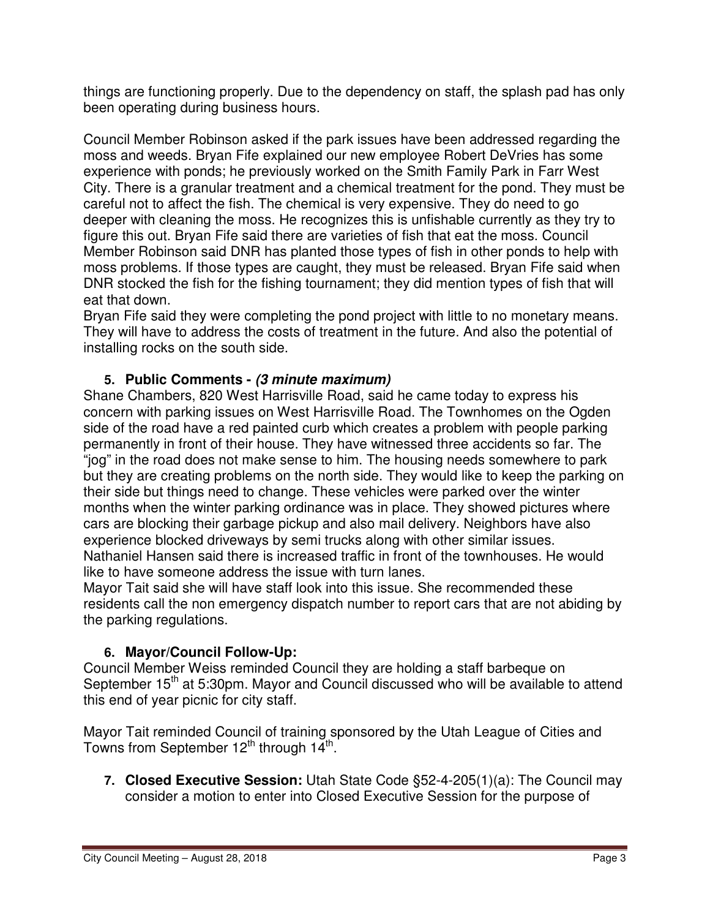things are functioning properly. Due to the dependency on staff, the splash pad has only been operating during business hours.

Council Member Robinson asked if the park issues have been addressed regarding the moss and weeds. Bryan Fife explained our new employee Robert DeVries has some experience with ponds; he previously worked on the Smith Family Park in Farr West City. There is a granular treatment and a chemical treatment for the pond. They must be careful not to affect the fish. The chemical is very expensive. They do need to go deeper with cleaning the moss. He recognizes this is unfishable currently as they try to figure this out. Bryan Fife said there are varieties of fish that eat the moss. Council Member Robinson said DNR has planted those types of fish in other ponds to help with moss problems. If those types are caught, they must be released. Bryan Fife said when DNR stocked the fish for the fishing tournament; they did mention types of fish that will eat that down.

Bryan Fife said they were completing the pond project with little to no monetary means. They will have to address the costs of treatment in the future. And also the potential of installing rocks on the south side.

**5. Public Comments -** ***(3 minute maximum)***

Shane Chambers, 820 West Harrisville Road, said he came today to express his concern with parking issues on West Harrisville Road. The Townhomes on the Ogden side of the road have a red painted curb which creates a problem with people parking permanently in front of their house. They have witnessed three accidents so far. The "jog" in the road does not make sense to him. The housing needs somewhere to park but they are creating problems on the north side. They would like to keep the parking on their side but things need to change. These vehicles were parked over the winter months when the winter parking ordinance was in place. They showed pictures where cars are blocking their garbage pickup and also mail delivery. Neighbors have also experience blocked driveways by semi trucks along with other similar issues.

Nathaniel Hansen said there is increased traffic in front of the townhouses. He would like to have someone address the issue with turn lanes.

Mayor Tait said she will have staff look into this issue. She recommended these residents call the non emergency dispatch number to report cars that are not abiding by the parking regulations.

**6. Mayor/Council Follow-Up:**

Council Member Weiss reminded Council they are holding a staff barbeque on September 15th at 5:30pm. Mayor and Council discussed who will be available to attend this end of year picnic for city staff.

Mayor Tait reminded Council of training sponsored by the Utah League of Cities and Towns from September 12th through 14th.

**7. Closed Executive Session:** Utah State Code §52-4-205(1)(a): The Council may consider a motion to enter into Closed Executive Session for the purpose of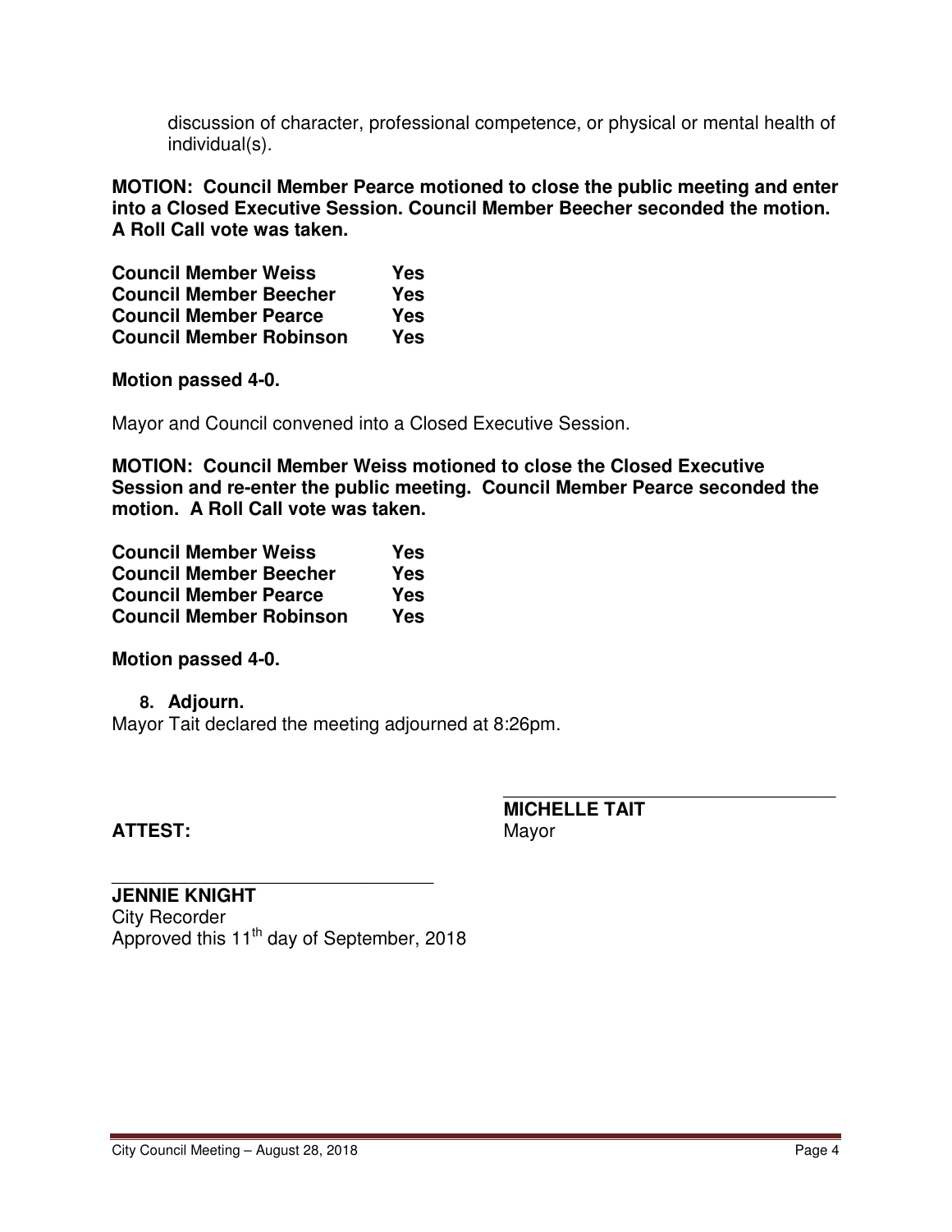discussion of character, professional competence, or physical or mental health of individual(s).

**MOTION: Council Member Pearce motioned to close the public meeting and enter into a Closed Executive Session. Council Member Beecher seconded the motion. A Roll Call vote was taken.**

| | |
|---|---|
| **Council Member Weiss** | **Yes** |
| **Council Member Beecher** | **Yes** |
| **Council Member Pearce** | **Yes** |
| **Council Member Robinson** | **Yes** |

**Motion passed 4-0.**

Mayor and Council convened into a Closed Executive Session.

**MOTION: Council Member Weiss motioned to close the Closed Executive Session and re-enter the public meeting. Council Member Pearce seconded the motion. A Roll Call vote was taken.**

| | |
|---|---|
| **Council Member Weiss** | **Yes** |
| **Council Member Beecher** | **Yes** |
| **Council Member Pearce** | **Yes** |
| **Council Member Robinson** | **Yes** |

**Motion passed 4-0.**

**8. Adjourn.**

Mayor Tait declared the meeting adjourned at 8:26pm.

\_\_\_\_\_\_\_\_\_\_\_\_\_\_\_\_\_\_\_\_\_\_\_\_\_\_\_\_\_\_\_\_

**MICHELLE TAIT**
Mayor

**ATTEST:**

\_\_\_\_\_\_\_\_\_\_\_\_\_\_\_\_\_\_\_\_\_\_\_\_\_\_\_\_\_\_\_\_

**JENNIE KNIGHT**
City Recorder
Approved this 11th day of September, 2018